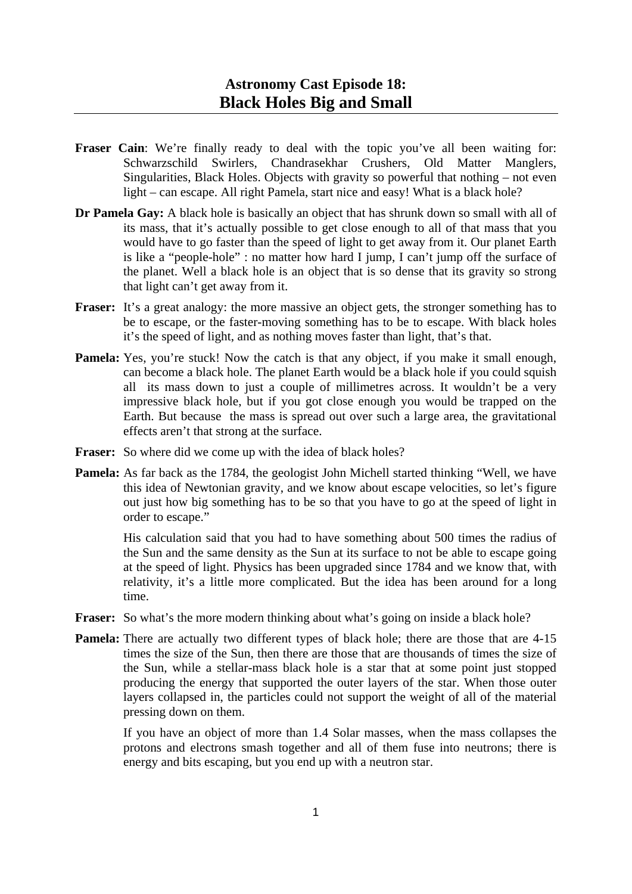# Astronomy Cast Episode 18: Black Holes Big and Small

**Fraser Cain**: We're finally ready to deal with the topic you've all been waiting for: Schwarzschild Swirlers, Chandrasekhar Crushers, Old Matter Manglers, Singularities, Black Holes. Objects with gravity so powerful that nothing – not even light – can escape. All right Pamela, start nice and easy! What is a black hole?

**Dr Pamela Gay:** A black hole is basically an object that has shrunk down so small with all of its mass, that it's actually possible to get close enough to all of that mass that you would have to go faster than the speed of light to get away from it. Our planet Earth is like a "people-hole" : no matter how hard I jump, I can't jump off the surface of the planet. Well a black hole is an object that is so dense that its gravity so strong that light can't get away from it.

**Fraser:** It's a great analogy: the more massive an object gets, the stronger something has to be to escape, or the faster-moving something has to be to escape. With black holes it's the speed of light, and as nothing moves faster than light, that's that.

**Pamela:** Yes, you're stuck! Now the catch is that any object, if you make it small enough, can become a black hole. The planet Earth would be a black hole if you could squish all its mass down to just a couple of millimetres across. It wouldn't be a very impressive black hole, but if you got close enough you would be trapped on the Earth. But because the mass is spread out over such a large area, the gravitational effects aren't that strong at the surface.

**Fraser:** So where did we come up with the idea of black holes?

**Pamela:** As far back as the 1784, the geologist John Michell started thinking "Well, we have this idea of Newtonian gravity, and we know about escape velocities, so let's figure out just how big something has to be so that you have to go at the speed of light in order to escape."

His calculation said that you had to have something about 500 times the radius of the Sun and the same density as the Sun at its surface to not be able to escape going at the speed of light. Physics has been upgraded since 1784 and we know that, with relativity, it's a little more complicated. But the idea has been around for a long time.

**Fraser:** So what's the more modern thinking about what's going on inside a black hole?

**Pamela:** There are actually two different types of black hole; there are those that are 4-15 times the size of the Sun, then there are those that are thousands of times the size of the Sun, while a stellar-mass black hole is a star that at some point just stopped producing the energy that supported the outer layers of the star. When those outer layers collapsed in, the particles could not support the weight of all of the material pressing down on them.

If you have an object of more than 1.4 Solar masses, when the mass collapses the protons and electrons smash together and all of them fuse into neutrons; there is energy and bits escaping, but you end up with a neutron star.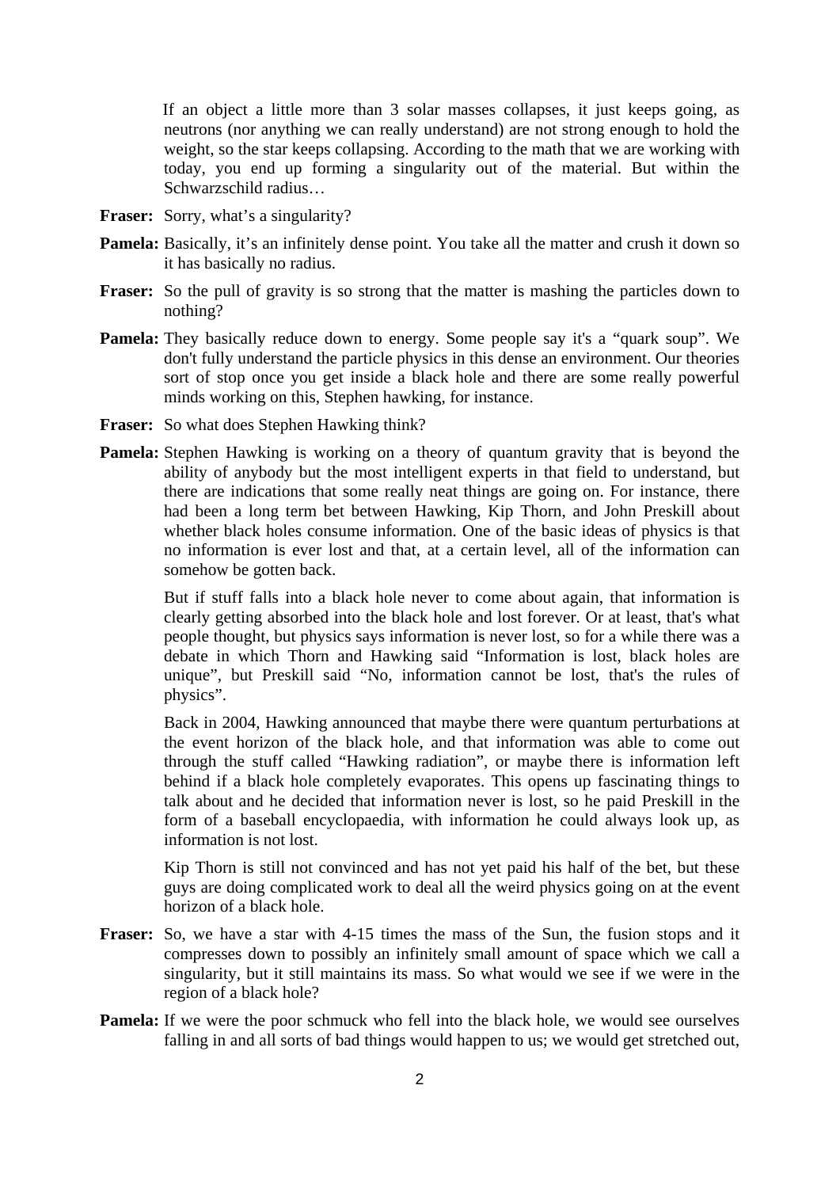If an object a little more than 3 solar masses collapses, it just keeps going, as neutrons (nor anything we can really understand) are not strong enough to hold the weight, so the star keeps collapsing. According to the math that we are working with today, you end up forming a singularity out of the material. But within the Schwarzschild radius…

**Fraser:** Sorry, what's a singularity?

**Pamela:** Basically, it's an infinitely dense point. You take all the matter and crush it down so it has basically no radius.

**Fraser:** So the pull of gravity is so strong that the matter is mashing the particles down to nothing?

**Pamela:** They basically reduce down to energy. Some people say it's a "quark soup". We don't fully understand the particle physics in this dense an environment. Our theories sort of stop once you get inside a black hole and there are some really powerful minds working on this, Stephen hawking, for instance.

**Fraser:** So what does Stephen Hawking think?

**Pamela:** Stephen Hawking is working on a theory of quantum gravity that is beyond the ability of anybody but the most intelligent experts in that field to understand, but there are indications that some really neat things are going on. For instance, there had been a long term bet between Hawking, Kip Thorn, and John Preskill about whether black holes consume information. One of the basic ideas of physics is that no information is ever lost and that, at a certain level, all of the information can somehow be gotten back.

But if stuff falls into a black hole never to come about again, that information is clearly getting absorbed into the black hole and lost forever. Or at least, that's what people thought, but physics says information is never lost, so for a while there was a debate in which Thorn and Hawking said "Information is lost, black holes are unique", but Preskill said "No, information cannot be lost, that's the rules of physics".

Back in 2004, Hawking announced that maybe there were quantum perturbations at the event horizon of the black hole, and that information was able to come out through the stuff called "Hawking radiation", or maybe there is information left behind if a black hole completely evaporates. This opens up fascinating things to talk about and he decided that information never is lost, so he paid Preskill in the form of a baseball encyclopaedia, with information he could always look up, as information is not lost.

Kip Thorn is still not convinced and has not yet paid his half of the bet, but these guys are doing complicated work to deal all the weird physics going on at the event horizon of a black hole.

**Fraser:** So, we have a star with 4-15 times the mass of the Sun, the fusion stops and it compresses down to possibly an infinitely small amount of space which we call a singularity, but it still maintains its mass. So what would we see if we were in the region of a black hole?

**Pamela:** If we were the poor schmuck who fell into the black hole, we would see ourselves falling in and all sorts of bad things would happen to us; we would get stretched out,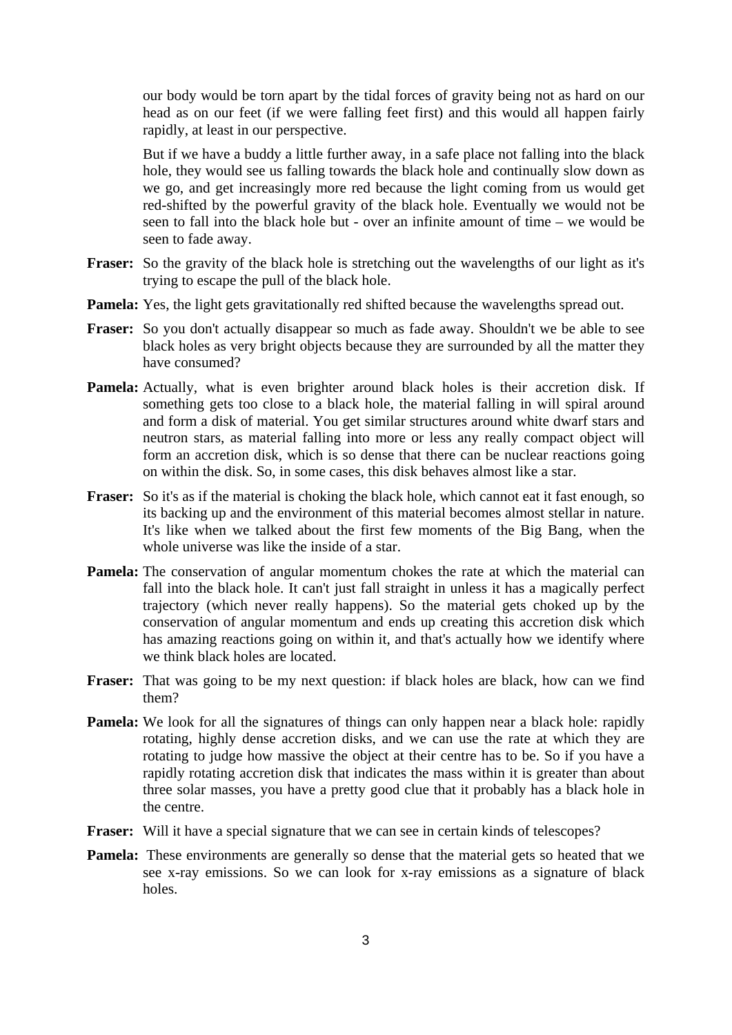our body would be torn apart by the tidal forces of gravity being not as hard on our head as on our feet (if we were falling feet first) and this would all happen fairly rapidly, at least in our perspective.

But if we have a buddy a little further away, in a safe place not falling into the black hole, they would see us falling towards the black hole and continually slow down as we go, and get increasingly more red because the light coming from us would get red-shifted by the powerful gravity of the black hole. Eventually we would not be seen to fall into the black hole but - over an infinite amount of time – we would be seen to fade away.

**Fraser:** So the gravity of the black hole is stretching out the wavelengths of our light as it's trying to escape the pull of the black hole.

**Pamela:** Yes, the light gets gravitationally red shifted because the wavelengths spread out.

**Fraser:** So you don't actually disappear so much as fade away. Shouldn't we be able to see black holes as very bright objects because they are surrounded by all the matter they have consumed?

**Pamela:** Actually, what is even brighter around black holes is their accretion disk. If something gets too close to a black hole, the material falling in will spiral around and form a disk of material. You get similar structures around white dwarf stars and neutron stars, as material falling into more or less any really compact object will form an accretion disk, which is so dense that there can be nuclear reactions going on within the disk. So, in some cases, this disk behaves almost like a star.

**Fraser:** So it's as if the material is choking the black hole, which cannot eat it fast enough, so its backing up and the environment of this material becomes almost stellar in nature. It's like when we talked about the first few moments of the Big Bang, when the whole universe was like the inside of a star.

**Pamela:** The conservation of angular momentum chokes the rate at which the material can fall into the black hole. It can't just fall straight in unless it has a magically perfect trajectory (which never really happens). So the material gets choked up by the conservation of angular momentum and ends up creating this accretion disk which has amazing reactions going on within it, and that's actually how we identify where we think black holes are located.

**Fraser:** That was going to be my next question: if black holes are black, how can we find them?

**Pamela:** We look for all the signatures of things can only happen near a black hole: rapidly rotating, highly dense accretion disks, and we can use the rate at which they are rotating to judge how massive the object at their centre has to be. So if you have a rapidly rotating accretion disk that indicates the mass within it is greater than about three solar masses, you have a pretty good clue that it probably has a black hole in the centre.

**Fraser:** Will it have a special signature that we can see in certain kinds of telescopes?

**Pamela:** These environments are generally so dense that the material gets so heated that we see x-ray emissions. So we can look for x-ray emissions as a signature of black holes.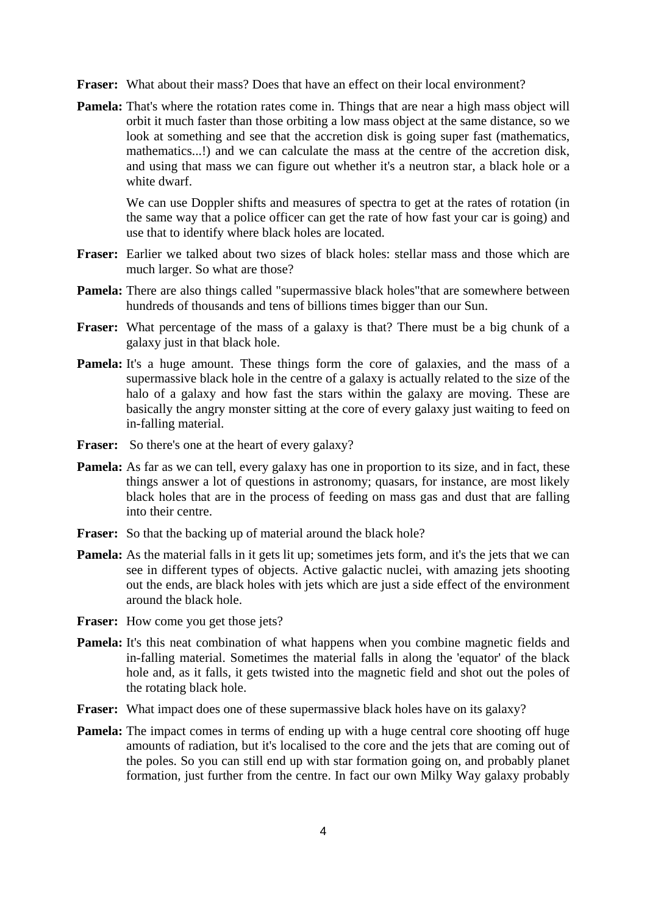**Fraser:** What about their mass? Does that have an effect on their local environment?

**Pamela:** That's where the rotation rates come in. Things that are near a high mass object will orbit it much faster than those orbiting a low mass object at the same distance, so we look at something and see that the accretion disk is going super fast (mathematics, mathematics...!) and we can calculate the mass at the centre of the accretion disk, and using that mass we can figure out whether it's a neutron star, a black hole or a white dwarf.

We can use Doppler shifts and measures of spectra to get at the rates of rotation (in the same way that a police officer can get the rate of how fast your car is going) and use that to identify where black holes are located.

**Fraser:** Earlier we talked about two sizes of black holes: stellar mass and those which are much larger. So what are those?

**Pamela:** There are also things called "supermassive black holes"that are somewhere between hundreds of thousands and tens of billions times bigger than our Sun.

**Fraser:** What percentage of the mass of a galaxy is that? There must be a big chunk of a galaxy just in that black hole.

**Pamela:** It's a huge amount. These things form the core of galaxies, and the mass of a supermassive black hole in the centre of a galaxy is actually related to the size of the halo of a galaxy and how fast the stars within the galaxy are moving. These are basically the angry monster sitting at the core of every galaxy just waiting to feed on in-falling material.

**Fraser:** So there's one at the heart of every galaxy?

**Pamela:** As far as we can tell, every galaxy has one in proportion to its size, and in fact, these things answer a lot of questions in astronomy; quasars, for instance, are most likely black holes that are in the process of feeding on mass gas and dust that are falling into their centre.

**Fraser:** So that the backing up of material around the black hole?

**Pamela:** As the material falls in it gets lit up; sometimes jets form, and it's the jets that we can see in different types of objects. Active galactic nuclei, with amazing jets shooting out the ends, are black holes with jets which are just a side effect of the environment around the black hole.

**Fraser:** How come you get those jets?

**Pamela:** It's this neat combination of what happens when you combine magnetic fields and in-falling material. Sometimes the material falls in along the 'equator' of the black hole and, as it falls, it gets twisted into the magnetic field and shot out the poles of the rotating black hole.

**Fraser:** What impact does one of these supermassive black holes have on its galaxy?

**Pamela:** The impact comes in terms of ending up with a huge central core shooting off huge amounts of radiation, but it's localised to the core and the jets that are coming out of the poles. So you can still end up with star formation going on, and probably planet formation, just further from the centre. In fact our own Milky Way galaxy probably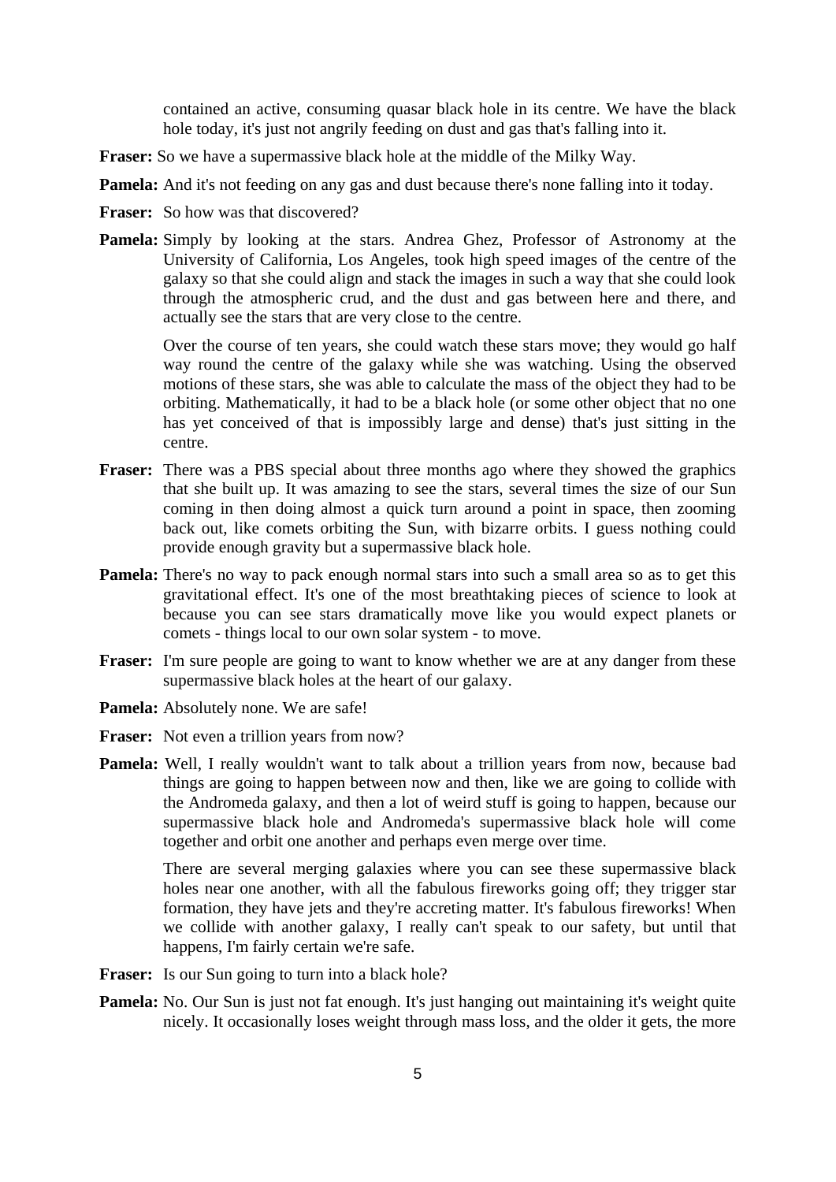contained an active, consuming quasar black hole in its centre. We have the black hole today, it's just not angrily feeding on dust and gas that's falling into it.

**Fraser:** So we have a supermassive black hole at the middle of the Milky Way.

**Pamela:** And it's not feeding on any gas and dust because there's none falling into it today.

**Fraser:** So how was that discovered?

**Pamela:** Simply by looking at the stars. Andrea Ghez, Professor of Astronomy at the University of California, Los Angeles, took high speed images of the centre of the galaxy so that she could align and stack the images in such a way that she could look through the atmospheric crud, and the dust and gas between here and there, and actually see the stars that are very close to the centre.

Over the course of ten years, she could watch these stars move; they would go half way round the centre of the galaxy while she was watching. Using the observed motions of these stars, she was able to calculate the mass of the object they had to be orbiting. Mathematically, it had to be a black hole (or some other object that no one has yet conceived of that is impossibly large and dense) that's just sitting in the centre.

**Fraser:** There was a PBS special about three months ago where they showed the graphics that she built up. It was amazing to see the stars, several times the size of our Sun coming in then doing almost a quick turn around a point in space, then zooming back out, like comets orbiting the Sun, with bizarre orbits. I guess nothing could provide enough gravity but a supermassive black hole.

**Pamela:** There's no way to pack enough normal stars into such a small area so as to get this gravitational effect. It's one of the most breathtaking pieces of science to look at because you can see stars dramatically move like you would expect planets or comets - things local to our own solar system - to move.

**Fraser:** I'm sure people are going to want to know whether we are at any danger from these supermassive black holes at the heart of our galaxy.

**Pamela:** Absolutely none. We are safe!

**Fraser:** Not even a trillion years from now?

**Pamela:** Well, I really wouldn't want to talk about a trillion years from now, because bad things are going to happen between now and then, like we are going to collide with the Andromeda galaxy, and then a lot of weird stuff is going to happen, because our supermassive black hole and Andromeda's supermassive black hole will come together and orbit one another and perhaps even merge over time.

There are several merging galaxies where you can see these supermassive black holes near one another, with all the fabulous fireworks going off; they trigger star formation, they have jets and they're accreting matter. It's fabulous fireworks! When we collide with another galaxy, I really can't speak to our safety, but until that happens, I'm fairly certain we're safe.

**Fraser:** Is our Sun going to turn into a black hole?

**Pamela:** No. Our Sun is just not fat enough. It's just hanging out maintaining it's weight quite nicely. It occasionally loses weight through mass loss, and the older it gets, the more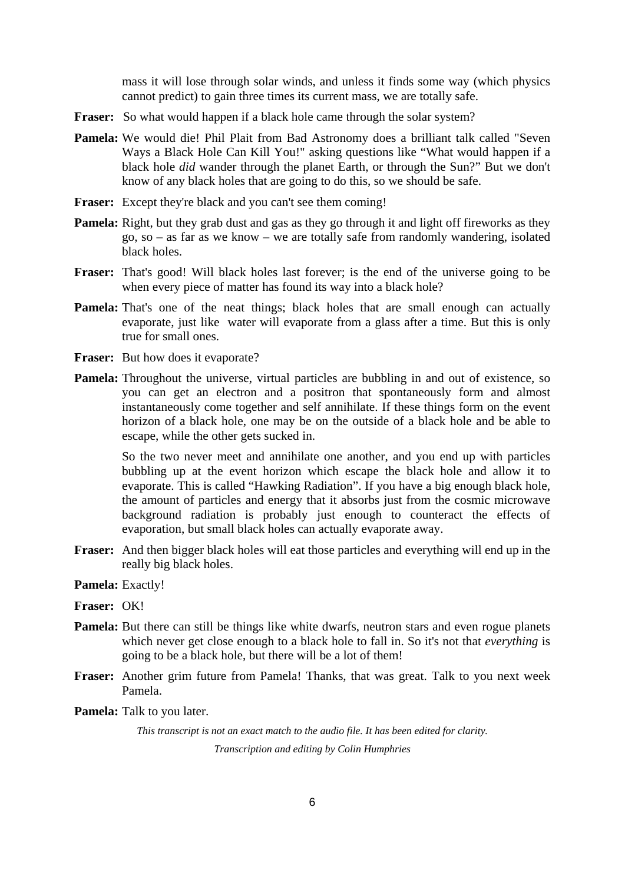mass it will lose through solar winds, and unless it finds some way (which physics cannot predict) to gain three times its current mass, we are totally safe.

**Fraser:** So what would happen if a black hole came through the solar system?

**Pamela:** We would die! Phil Plait from Bad Astronomy does a brilliant talk called "Seven Ways a Black Hole Can Kill You!" asking questions like "What would happen if a black hole *did* wander through the planet Earth, or through the Sun?" But we don't know of any black holes that are going to do this, so we should be safe.

**Fraser:** Except they're black and you can't see them coming!

**Pamela:** Right, but they grab dust and gas as they go through it and light off fireworks as they go, so – as far as we know – we are totally safe from randomly wandering, isolated black holes.

**Fraser:** That's good! Will black holes last forever; is the end of the universe going to be when every piece of matter has found its way into a black hole?

**Pamela:** That's one of the neat things; black holes that are small enough can actually evaporate, just like water will evaporate from a glass after a time. But this is only true for small ones.

**Fraser:** But how does it evaporate?

**Pamela:** Throughout the universe, virtual particles are bubbling in and out of existence, so you can get an electron and a positron that spontaneously form and almost instantaneously come together and self annihilate. If these things form on the event horizon of a black hole, one may be on the outside of a black hole and be able to escape, while the other gets sucked in.

So the two never meet and annihilate one another, and you end up with particles bubbling up at the event horizon which escape the black hole and allow it to evaporate. This is called "Hawking Radiation". If you have a big enough black hole, the amount of particles and energy that it absorbs just from the cosmic microwave background radiation is probably just enough to counteract the effects of evaporation, but small black holes can actually evaporate away.

**Fraser:** And then bigger black holes will eat those particles and everything will end up in the really big black holes.

**Pamela:** Exactly!

**Fraser:** OK!

**Pamela:** But there can still be things like white dwarfs, neutron stars and even rogue planets which never get close enough to a black hole to fall in. So it's not that *everything* is going to be a black hole, but there will be a lot of them!

**Fraser:** Another grim future from Pamela! Thanks, that was great. Talk to you next week Pamela.

**Pamela:** Talk to you later.

*This transcript is not an exact match to the audio file. It has been edited for clarity.*

*Transcription and editing by Colin Humphries*